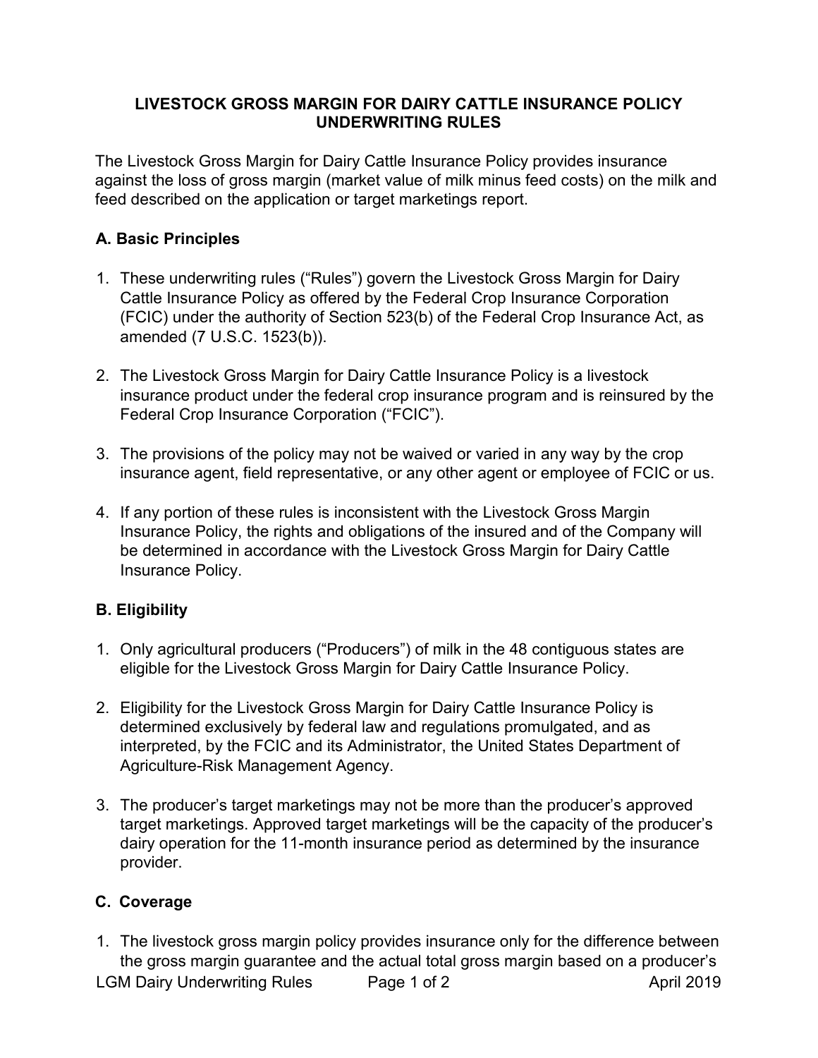# LIVESTOCK GROSS MARGIN FOR DAIRY CATTLE INSURANCE POLICY UNDERWRITING RULES

The Livestock Gross Margin for Dairy Cattle Insurance Policy provides insurance against the loss of gross margin (market value of milk minus feed costs) on the milk and feed described on the application or target marketings report.

## A. Basic Principles

1. These underwriting rules ("Rules") govern the Livestock Gross Margin for Dairy Cattle Insurance Policy as offered by the Federal Crop Insurance Corporation (FCIC) under the authority of Section 523(b) of the Federal Crop Insurance Act, as amended (7 U.S.C. 1523(b)).

2. The Livestock Gross Margin for Dairy Cattle Insurance Policy is a livestock insurance product under the federal crop insurance program and is reinsured by the Federal Crop Insurance Corporation ("FCIC").

3. The provisions of the policy may not be waived or varied in any way by the crop insurance agent, field representative, or any other agent or employee of FCIC or us.

4. If any portion of these rules is inconsistent with the Livestock Gross Margin Insurance Policy, the rights and obligations of the insured and of the Company will be determined in accordance with the Livestock Gross Margin for Dairy Cattle Insurance Policy.

## B. Eligibility

1. Only agricultural producers ("Producers") of milk in the 48 contiguous states are eligible for the Livestock Gross Margin for Dairy Cattle Insurance Policy.

2. Eligibility for the Livestock Gross Margin for Dairy Cattle Insurance Policy is determined exclusively by federal law and regulations promulgated, and as interpreted, by the FCIC and its Administrator, the United States Department of Agriculture-Risk Management Agency.

3. The producer's target marketings may not be more than the producer's approved target marketings. Approved target marketings will be the capacity of the producer's dairy operation for the 11-month insurance period as determined by the insurance provider.

## C. Coverage

1. The livestock gross margin policy provides insurance only for the difference between the gross margin guarantee and the actual total gross margin based on a producer's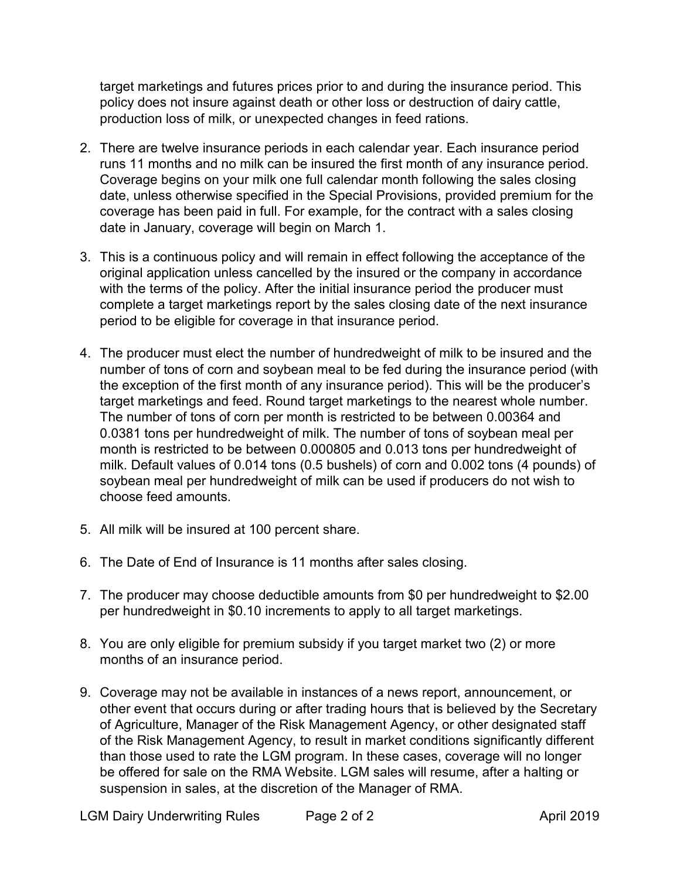target marketings and futures prices prior to and during the insurance period. This policy does not insure against death or other loss or destruction of dairy cattle, production loss of milk, or unexpected changes in feed rations.

2. There are twelve insurance periods in each calendar year. Each insurance period runs 11 months and no milk can be insured the first month of any insurance period. Coverage begins on your milk one full calendar month following the sales closing date, unless otherwise specified in the Special Provisions, provided premium for the coverage has been paid in full. For example, for the contract with a sales closing date in January, coverage will begin on March 1.

3. This is a continuous policy and will remain in effect following the acceptance of the original application unless cancelled by the insured or the company in accordance with the terms of the policy. After the initial insurance period the producer must complete a target marketings report by the sales closing date of the next insurance period to be eligible for coverage in that insurance period.

4. The producer must elect the number of hundredweight of milk to be insured and the number of tons of corn and soybean meal to be fed during the insurance period (with the exception of the first month of any insurance period). This will be the producer's target marketings and feed. Round target marketings to the nearest whole number. The number of tons of corn per month is restricted to be between 0.00364 and 0.0381 tons per hundredweight of milk. The number of tons of soybean meal per month is restricted to be between 0.000805 and 0.013 tons per hundredweight of milk. Default values of 0.014 tons (0.5 bushels) of corn and 0.002 tons (4 pounds) of soybean meal per hundredweight of milk can be used if producers do not wish to choose feed amounts.

5. All milk will be insured at 100 percent share.

6. The Date of End of Insurance is 11 months after sales closing.

7. The producer may choose deductible amounts from $0 per hundredweight to $2.00 per hundredweight in $0.10 increments to apply to all target marketings.

8. You are only eligible for premium subsidy if you target market two (2) or more months of an insurance period.

9. Coverage may not be available in instances of a news report, announcement, or other event that occurs during or after trading hours that is believed by the Secretary of Agriculture, Manager of the Risk Management Agency, or other designated staff of the Risk Management Agency, to result in market conditions significantly different than those used to rate the LGM program. In these cases, coverage will no longer be offered for sale on the RMA Website. LGM sales will resume, after a halting or suspension in sales, at the discretion of the Manager of RMA.